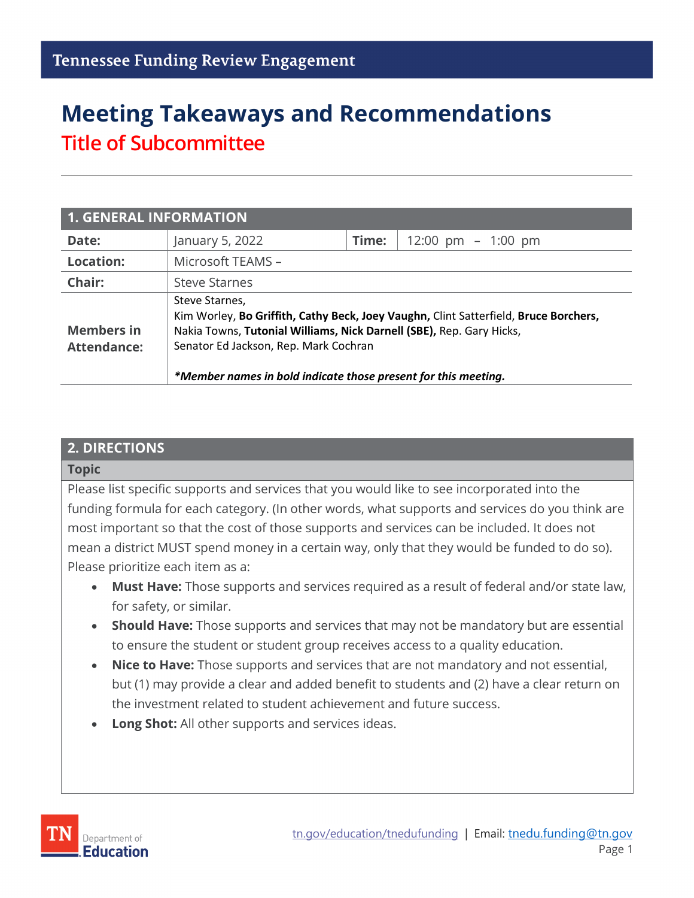Tennessee Funding Review Engagement

# Meeting Takeaways and Recommendations

## Title of Subcommittee

| 1. GENERAL INFORMATION | | | |
|---|---|---|---|
| **Date:** | January 5, 2022 | **Time:** | 12:00 pm – 1:00 pm |
| **Location:** | Microsoft TEAMS – | | |
| **Chair:** | Steve Starnes | | |
| **Members in Attendance:** | Steve Starnes, Kim Worley, **Bo Griffith, Cathy Beck, Joey Vaughn,** Clint Satterfield, **Bruce Borchers,** Nakia Towns, **Tutonial Williams, Nick Darnell (SBE),** Rep. Gary Hicks, Senator Ed Jackson, Rep. Mark Cochran<br><br>***Member names in bold indicate those present for this meeting.*** | | |

## 2. DIRECTIONS

**Topic**

Please list specific supports and services that you would like to see incorporated into the funding formula for each category. (In other words, what supports and services do you think are most important so that the cost of those supports and services can be included. It does not mean a district MUST spend money in a certain way, only that they would be funded to do so). Please prioritize each item as a:

- **Must Have:** Those supports and services required as a result of federal and/or state law, for safety, or similar.
- **Should Have:** Those supports and services that may not be mandatory but are essential to ensure the student or student group receives access to a quality education.
- **Nice to Have:** Those supports and services that are not mandatory and not essential, but (1) may provide a clear and added benefit to students and (2) have a clear return on the investment related to student achievement and future success.
- **Long Shot:** All other supports and services ideas.

TN Department of Education

tn.gov/education/tnedufunding | Email: tnedu.funding@tn.gov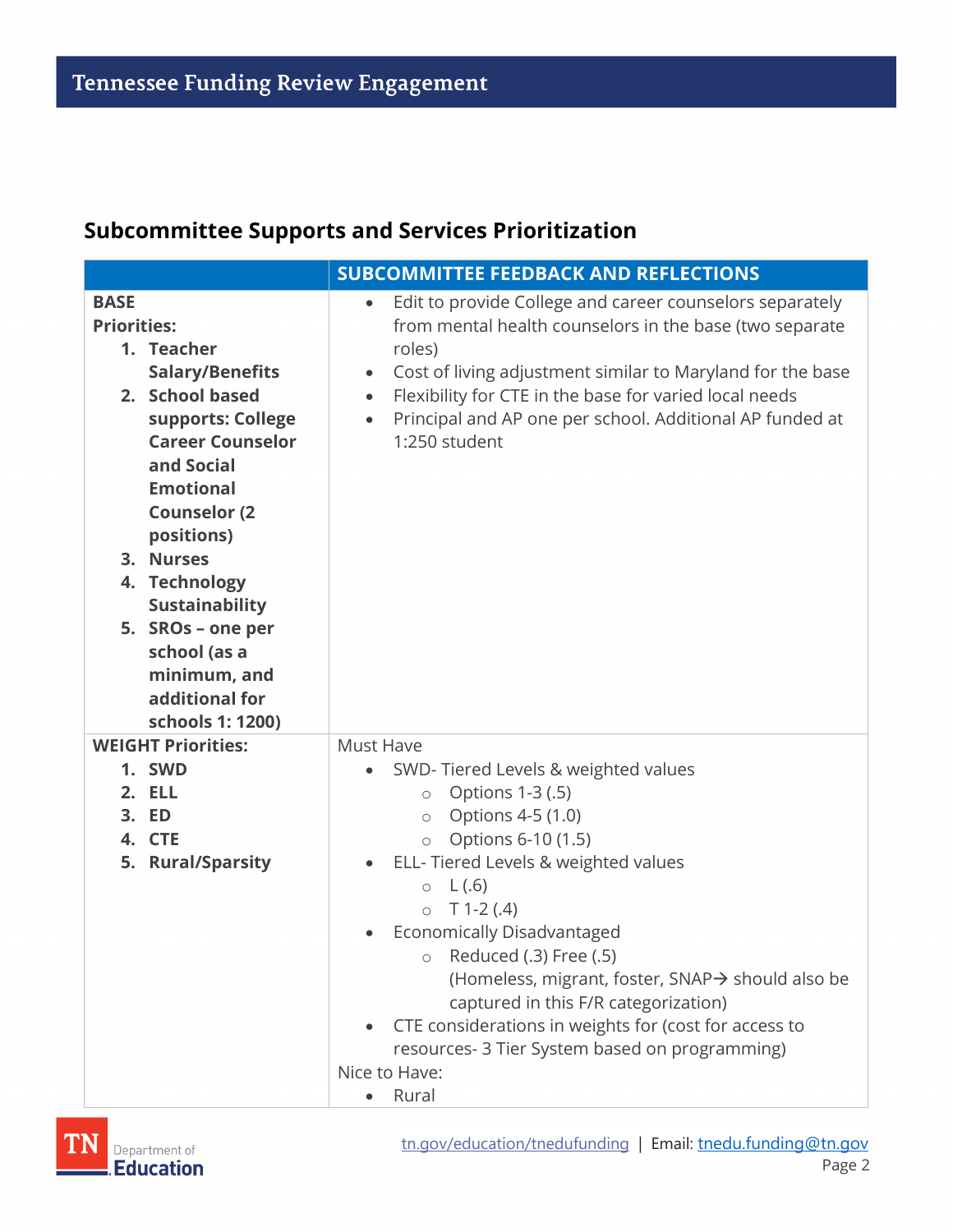## Subcommittee Supports and Services Prioritization

| | SUBCOMMITTEE FEEDBACK AND REFLECTIONS |
|---|---|
| **BASE**<br>**Priorities:**<br>1. **Teacher Salary/Benefits**<br>2. **School based supports: College Career Counselor and Social Emotional Counselor (2 positions)**<br>3. **Nurses**<br>4. **Technology Sustainability**<br>5. **SROs – one per school (as a minimum, and additional for schools 1: 1200)** | • Edit to provide College and career counselors separately from mental health counselors in the base (two separate roles)<br>• Cost of living adjustment similar to Maryland for the base<br>• Flexibility for CTE in the base for varied local needs<br>• Principal and AP one per school. Additional AP funded at 1:250 student |
| **WEIGHT Priorities:**<br>1. **SWD**<br>2. **ELL**<br>3. **ED**<br>4. **CTE**<br>5. **Rural/Sparsity** | Must Have<br>• SWD- Tiered Levels & weighted values<br>  ○ Options 1-3 (.5)<br>  ○ Options 4-5 (1.0)<br>  ○ Options 6-10 (1.5)<br>• ELL- Tiered Levels & weighted values<br>  ○ L (.6)<br>  ○ T 1-2 (.4)<br>• Economically Disadvantaged<br>  ○ Reduced (.3) Free (.5) (Homeless, migrant, foster, SNAP→ should also be captured in this F/R categorization)<br>• CTE considerations in weights for (cost for access to resources- 3 Tier System based on programming)<br>Nice to Have:<br>• Rural |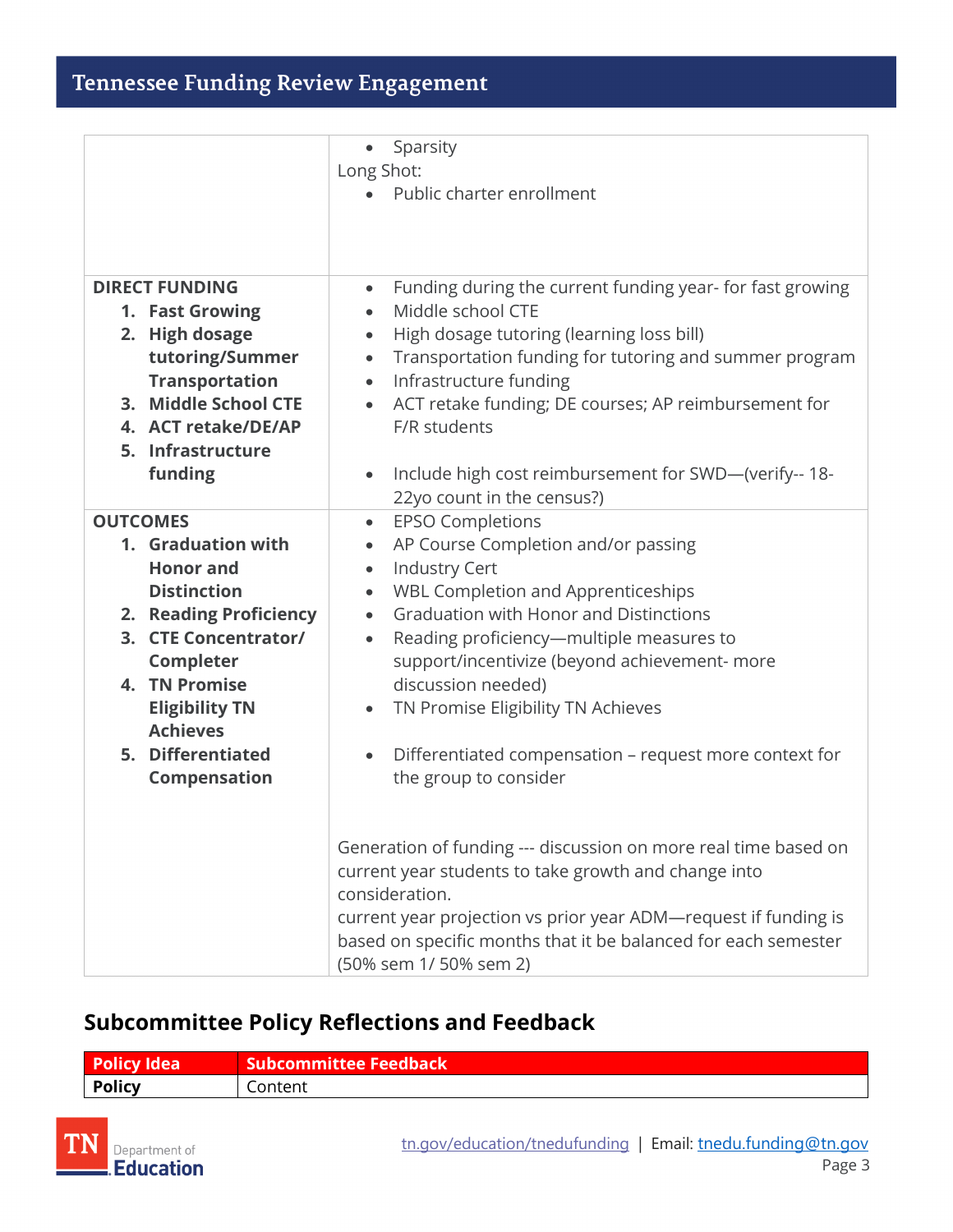| | |
|---|---|
| | • Sparsity<br>Long Shot:<br>• Public charter enrollment |
| **DIRECT FUNDING**<br>1. **Fast Growing**<br>2. **High dosage tutoring/Summer Transportation**<br>3. **Middle School CTE**<br>4. **ACT retake/DE/AP**<br>5. **Infrastructure funding** | • Funding during the current funding year- for fast growing<br>• Middle school CTE<br>• High dosage tutoring (learning loss bill)<br>• Transportation funding for tutoring and summer program<br>• Infrastructure funding<br>• ACT retake funding; DE courses; AP reimbursement for F/R students<br><br>• Include high cost reimbursement for SWD—(verify-- 18-22yo count in the census?) |
| **OUTCOMES**<br>1. **Graduation with Honor and Distinction**<br>2. **Reading Proficiency**<br>3. **CTE Concentrator/ Completer**<br>4. **TN Promise Eligibility TN Achieves**<br>5. **Differentiated Compensation** | • EPSO Completions<br>• AP Course Completion and/or passing<br>• Industry Cert<br>• WBL Completion and Apprenticeships<br>• Graduation with Honor and Distinctions<br>• Reading proficiency—multiple measures to support/incentivize (beyond achievement- more discussion needed)<br>• TN Promise Eligibility TN Achieves<br><br>• Differentiated compensation – request more context for the group to consider<br><br>Generation of funding --- discussion on more real time based on current year students to take growth and change into consideration.<br>current year projection vs prior year ADM—request if funding is based on specific months that it be balanced for each semester (50% sem 1/ 50% sem 2) |

## Subcommittee Policy Reflections and Feedback

| Policy Idea | Subcommittee Feedback |
|---|---|
| **Policy** | Content |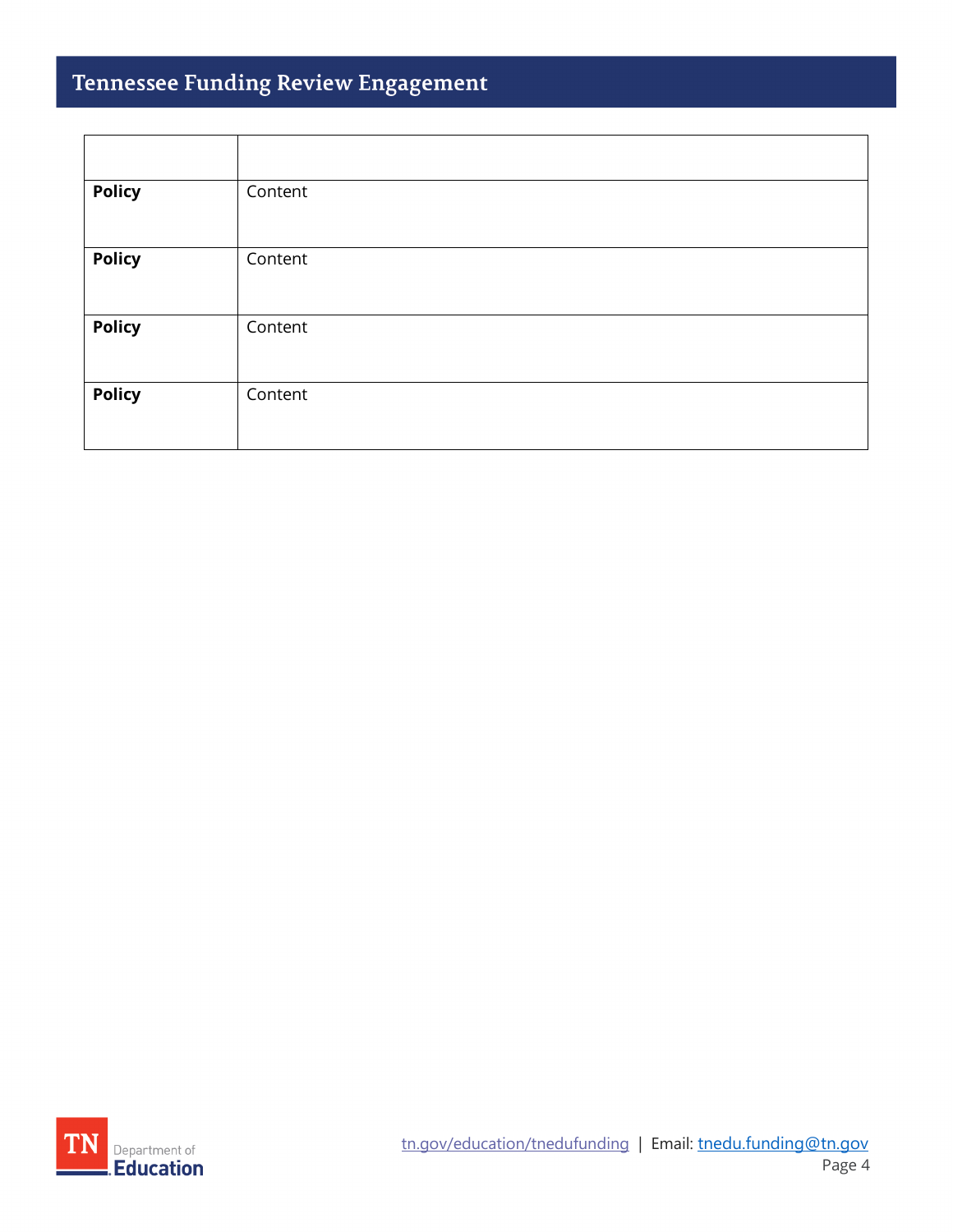| | |
|---|---|
| **Policy** | Content |
| **Policy** | Content |
| **Policy** | Content |
| **Policy** | Content |